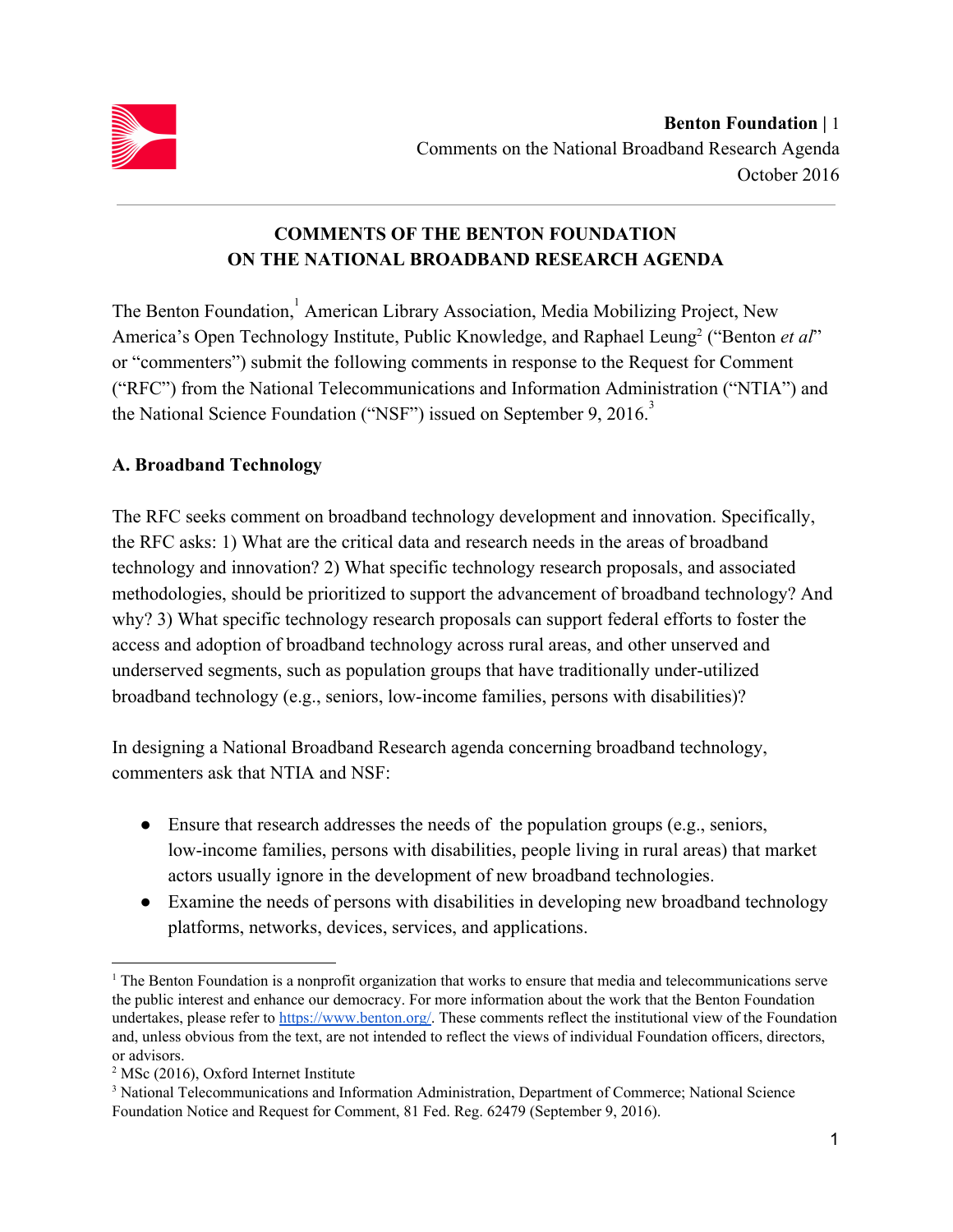# COMMENTS OF THE BENTON FOUNDATION ON THE NATIONAL BROADBAND RESEARCH AGENDA

The Benton Foundation,[1] American Library Association, Media Mobilizing Project, New America's Open Technology Institute, Public Knowledge, and Raphael Leung[2] ("Benton *et al*" or "commenters") submit the following comments in response to the Request for Comment ("RFC") from the National Telecommunications and Information Administration ("NTIA") and the National Science Foundation ("NSF") issued on September 9, 2016.[3]

## A. Broadband Technology

The RFC seeks comment on broadband technology development and innovation. Specifically, the RFC asks: 1) What are the critical data and research needs in the areas of broadband technology and innovation? 2) What specific technology research proposals, and associated methodologies, should be prioritized to support the advancement of broadband technology? And why? 3) What specific technology research proposals can support federal efforts to foster the access and adoption of broadband technology across rural areas, and other unserved and underserved segments, such as population groups that have traditionally under-utilized broadband technology (e.g., seniors, low-income families, persons with disabilities)?

In designing a National Broadband Research agenda concerning broadband technology, commenters ask that NTIA and NSF:

- Ensure that research addresses the needs of the population groups (e.g., seniors, low-income families, persons with disabilities, people living in rural areas) that market actors usually ignore in the development of new broadband technologies.
- Examine the needs of persons with disabilities in developing new broadband technology platforms, networks, devices, services, and applications.

---

[1] The Benton Foundation is a nonprofit organization that works to ensure that media and telecommunications serve the public interest and enhance our democracy. For more information about the work that the Benton Foundation undertakes, please refer to https://www.benton.org/. These comments reflect the institutional view of the Foundation and, unless obvious from the text, are not intended to reflect the views of individual Foundation officers, directors, or advisors.

[2] MSc (2016), Oxford Internet Institute

[3] National Telecommunications and Information Administration, Department of Commerce; National Science Foundation Notice and Request for Comment, 81 Fed. Reg. 62479 (September 9, 2016).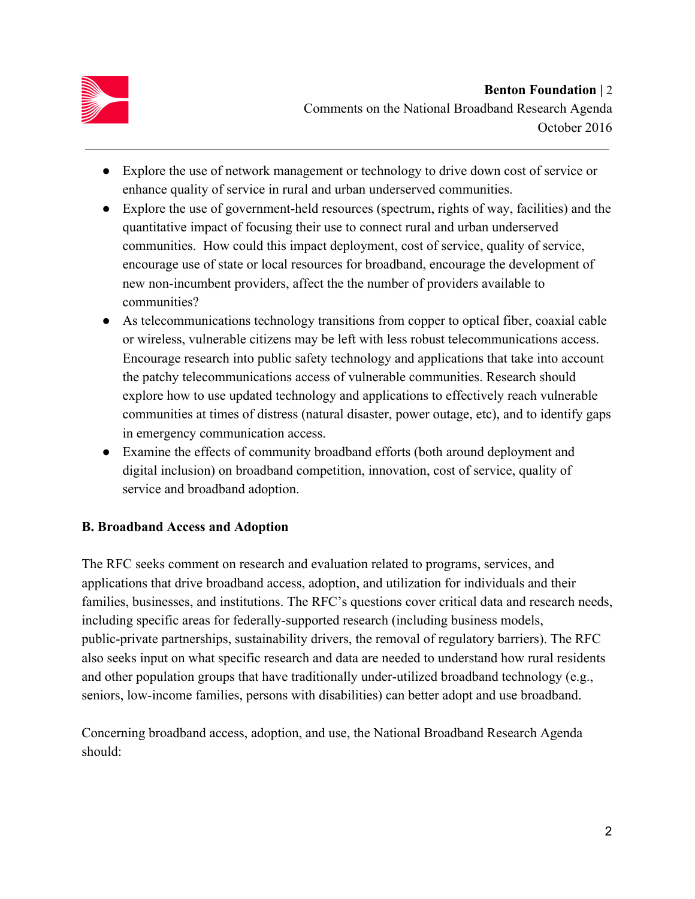- Explore the use of network management or technology to drive down cost of service or enhance quality of service in rural and urban underserved communities.
- Explore the use of government-held resources (spectrum, rights of way, facilities) and the quantitative impact of focusing their use to connect rural and urban underserved communities. How could this impact deployment, cost of service, quality of service, encourage use of state or local resources for broadband, encourage the development of new non-incumbent providers, affect the the number of providers available to communities?
- As telecommunications technology transitions from copper to optical fiber, coaxial cable or wireless, vulnerable citizens may be left with less robust telecommunications access. Encourage research into public safety technology and applications that take into account the patchy telecommunications access of vulnerable communities. Research should explore how to use updated technology and applications to effectively reach vulnerable communities at times of distress (natural disaster, power outage, etc), and to identify gaps in emergency communication access.
- Examine the effects of community broadband efforts (both around deployment and digital inclusion) on broadband competition, innovation, cost of service, quality of service and broadband adoption.

**B. Broadband Access and Adoption**

The RFC seeks comment on research and evaluation related to programs, services, and applications that drive broadband access, adoption, and utilization for individuals and their families, businesses, and institutions. The RFC's questions cover critical data and research needs, including specific areas for federally-supported research (including business models, public-private partnerships, sustainability drivers, the removal of regulatory barriers). The RFC also seeks input on what specific research and data are needed to understand how rural residents and other population groups that have traditionally under-utilized broadband technology (e.g., seniors, low-income families, persons with disabilities) can better adopt and use broadband.

Concerning broadband access, adoption, and use, the National Broadband Research Agenda should: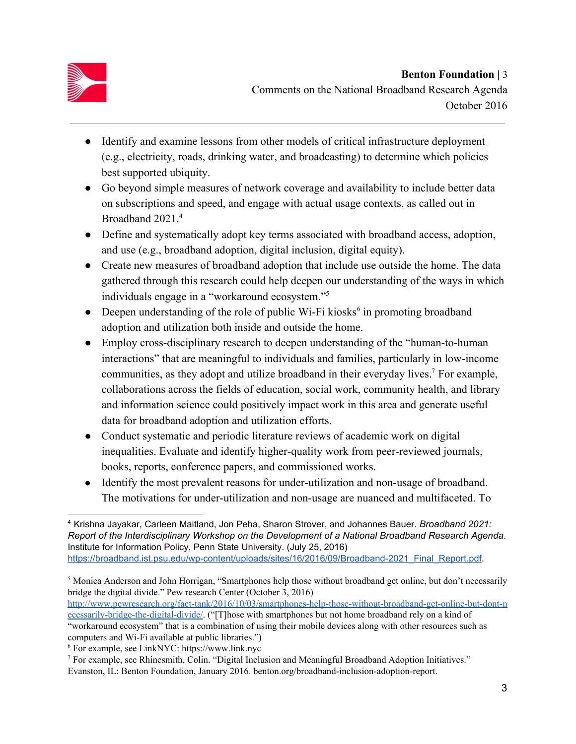- Identify and examine lessons from other models of critical infrastructure deployment (e.g., electricity, roads, drinking water, and broadcasting) to determine which policies best supported ubiquity.
- Go beyond simple measures of network coverage and availability to include better data on subscriptions and speed, and engage with actual usage contexts, as called out in Broadband 2021.[4]
- Define and systematically adopt key terms associated with broadband access, adoption, and use (e.g., broadband adoption, digital inclusion, digital equity).
- Create new measures of broadband adoption that include use outside the home. The data gathered through this research could help deepen our understanding of the ways in which individuals engage in a "workaround ecosystem."[5]
- Deepen understanding of the role of public Wi-Fi kiosks[6] in promoting broadband adoption and utilization both inside and outside the home.
- Employ cross-disciplinary research to deepen understanding of the "human-to-human interactions" that are meaningful to individuals and families, particularly in low-income communities, as they adopt and utilize broadband in their everyday lives.[7] For example, collaborations across the fields of education, social work, community health, and library and information science could positively impact work in this area and generate useful data for broadband adoption and utilization efforts.
- Conduct systematic and periodic literature reviews of academic work on digital inequalities. Evaluate and identify higher-quality work from peer-reviewed journals, books, reports, conference papers, and commissioned works.
- Identify the most prevalent reasons for under-utilization and non-usage of broadband. The motivations for under-utilization and non-usage are nuanced and multifaceted. To

---

[4] Krishna Jayakar, Carleen Maitland, Jon Peha, Sharon Strover, and Johannes Bauer. *Broadband 2021: Report of the Interdisciplinary Workshop on the Development of a National Broadband Research Agenda*. Institute for Information Policy, Penn State University. (July 25, 2016) https://broadband.ist.psu.edu/wp-content/uploads/sites/16/2016/09/Broadband-2021_Final_Report.pdf.

[5] Monica Anderson and John Horrigan, "Smartphones help those without broadband get online, but don't necessarily bridge the digital divide." Pew research Center (October 3, 2016) http://www.pewresearch.org/fact-tank/2016/10/03/smartphones-help-those-without-broadband-get-online-but-dont-necessarily-bridge-the-digital-divide/. ("[T]hose with smartphones but not home broadband rely on a kind of "workaround ecosystem" that is a combination of using their mobile devices along with other resources such as computers and Wi-Fi available at public libraries.")

[6] For example, see LinkNYC: https://www.link.nyc

[7] For example, see Rhinesmith, Colin. "Digital Inclusion and Meaningful Broadband Adoption Initiatives." Evanston, IL: Benton Foundation, January 2016. benton.org/broadband-inclusion-adoption-report.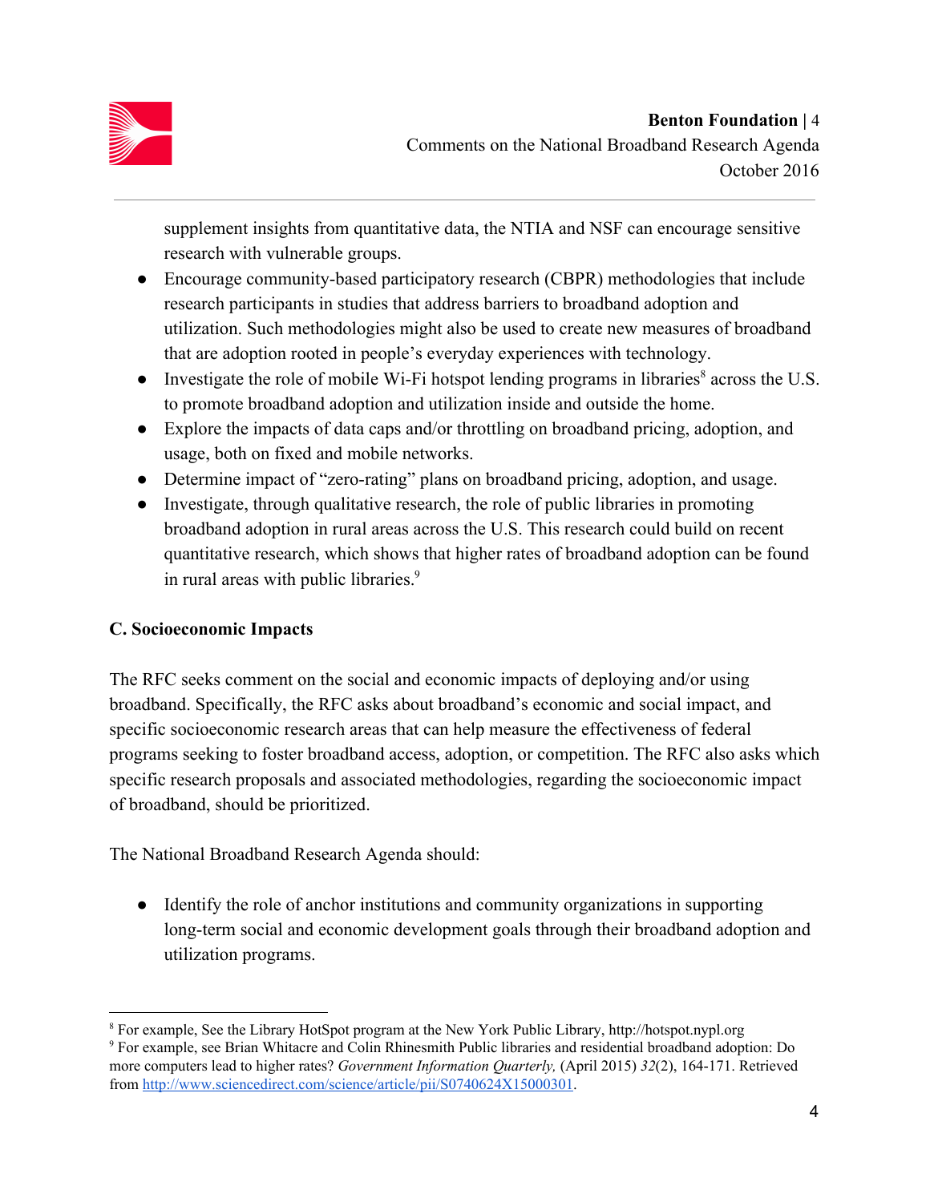supplement insights from quantitative data, the NTIA and NSF can encourage sensitive research with vulnerable groups.

- Encourage community-based participatory research (CBPR) methodologies that include research participants in studies that address barriers to broadband adoption and utilization. Such methodologies might also be used to create new measures of broadband that are adoption rooted in people's everyday experiences with technology.
- Investigate the role of mobile Wi-Fi hotspot lending programs in libraries[8] across the U.S. to promote broadband adoption and utilization inside and outside the home.
- Explore the impacts of data caps and/or throttling on broadband pricing, adoption, and usage, both on fixed and mobile networks.
- Determine impact of "zero-rating" plans on broadband pricing, adoption, and usage.
- Investigate, through qualitative research, the role of public libraries in promoting broadband adoption in rural areas across the U.S. This research could build on recent quantitative research, which shows that higher rates of broadband adoption can be found in rural areas with public libraries.[9]

### C. Socioeconomic Impacts

The RFC seeks comment on the social and economic impacts of deploying and/or using broadband. Specifically, the RFC asks about broadband's economic and social impact, and specific socioeconomic research areas that can help measure the effectiveness of federal programs seeking to foster broadband access, adoption, or competition. The RFC also asks which specific research proposals and associated methodologies, regarding the socioeconomic impact of broadband, should be prioritized.

The National Broadband Research Agenda should:

- Identify the role of anchor institutions and community organizations in supporting long-term social and economic development goals through their broadband adoption and utilization programs.

---

[8] For example, See the Library HotSpot program at the New York Public Library, http://hotspot.nypl.org

[9] For example, see Brian Whitacre and Colin Rhinesmith Public libraries and residential broadband adoption: Do more computers lead to higher rates? *Government Information Quarterly,* (April 2015) *32*(2), 164-171. Retrieved from http://www.sciencedirect.com/science/article/pii/S0740624X15000301.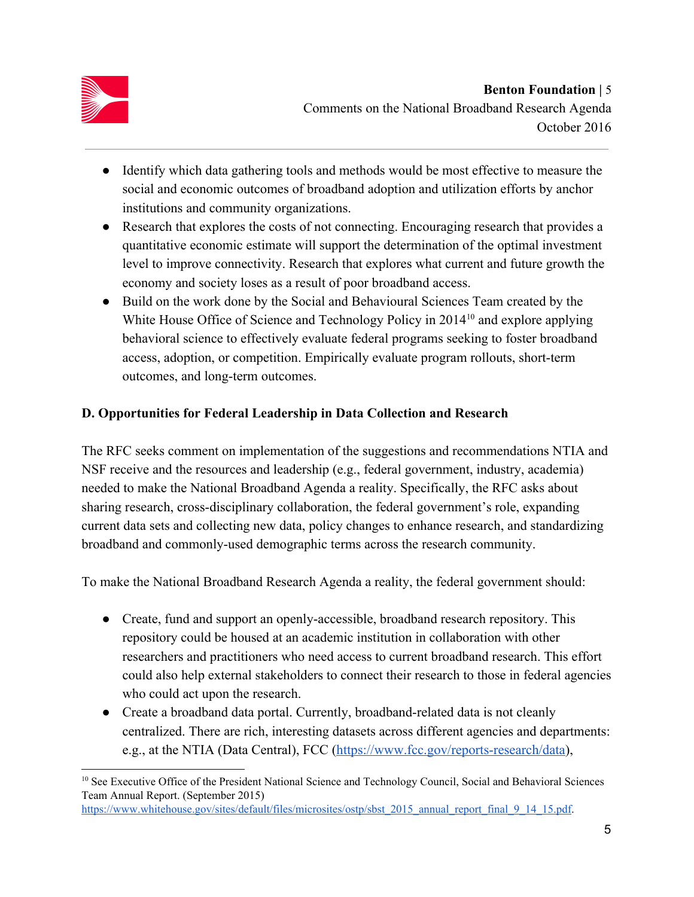- Identify which data gathering tools and methods would be most effective to measure the social and economic outcomes of broadband adoption and utilization efforts by anchor institutions and community organizations.
- Research that explores the costs of not connecting. Encouraging research that provides a quantitative economic estimate will support the determination of the optimal investment level to improve connectivity. Research that explores what current and future growth the economy and society loses as a result of poor broadband access.
- Build on the work done by the Social and Behavioural Sciences Team created by the White House Office of Science and Technology Policy in 2014[10] and explore applying behavioral science to effectively evaluate federal programs seeking to foster broadband access, adoption, or competition. Empirically evaluate program rollouts, short-term outcomes, and long-term outcomes.

**D. Opportunities for Federal Leadership in Data Collection and Research**

The RFC seeks comment on implementation of the suggestions and recommendations NTIA and NSF receive and the resources and leadership (e.g., federal government, industry, academia) needed to make the National Broadband Agenda a reality. Specifically, the RFC asks about sharing research, cross-disciplinary collaboration, the federal government's role, expanding current data sets and collecting new data, policy changes to enhance research, and standardizing broadband and commonly-used demographic terms across the research community.

To make the National Broadband Research Agenda a reality, the federal government should:

- Create, fund and support an openly-accessible, broadband research repository. This repository could be housed at an academic institution in collaboration with other researchers and practitioners who need access to current broadband research. This effort could also help external stakeholders to connect their research to those in federal agencies who could act upon the research.
- Create a broadband data portal. Currently, broadband-related data is not cleanly centralized. There are rich, interesting datasets across different agencies and departments: e.g., at the NTIA (Data Central), FCC (https://www.fcc.gov/reports-research/data),

---

[10] See Executive Office of the President National Science and Technology Council, Social and Behavioral Sciences Team Annual Report. (September 2015) https://www.whitehouse.gov/sites/default/files/microsites/ostp/sbst_2015_annual_report_final_9_14_15.pdf.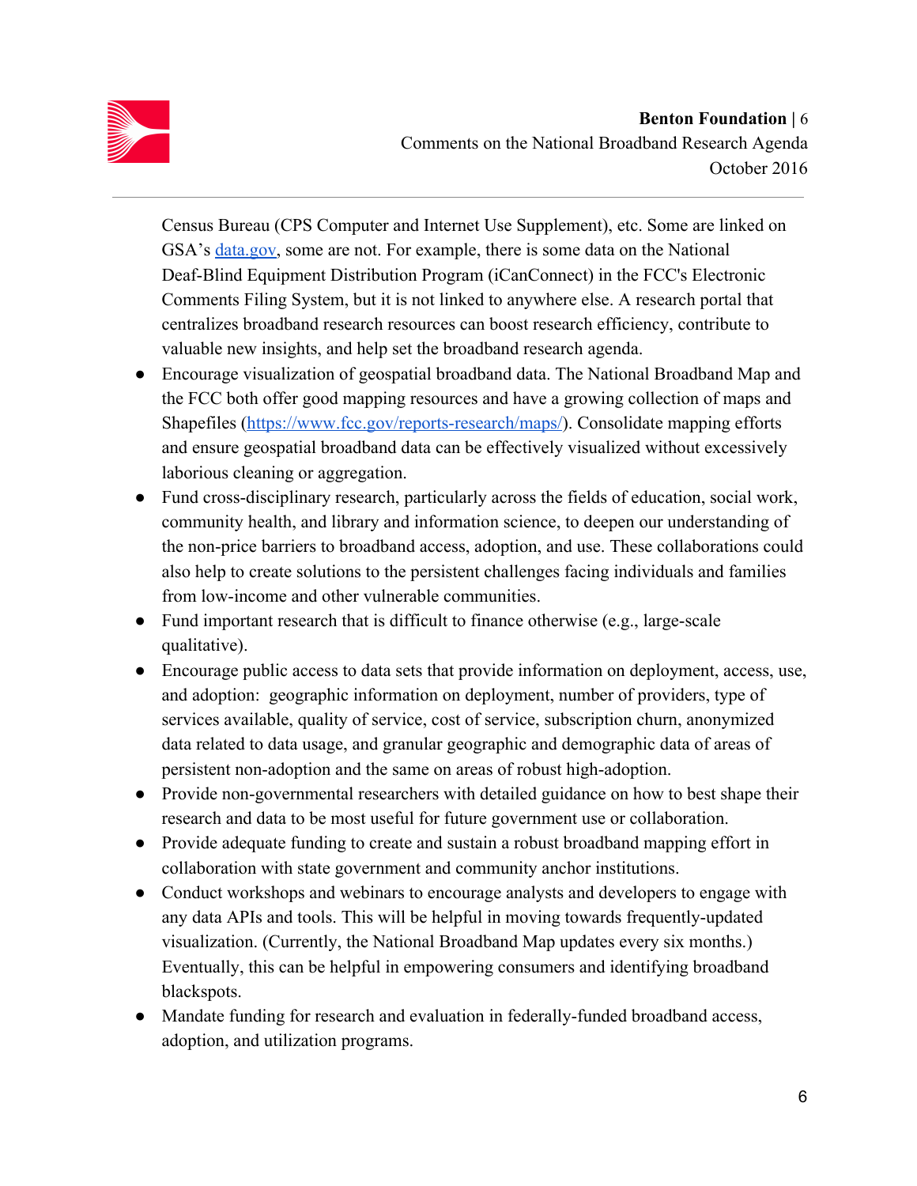Census Bureau (CPS Computer and Internet Use Supplement), etc. Some are linked on GSA's [data.gov](http://data.gov), some are not. For example, there is some data on the National Deaf-Blind Equipment Distribution Program (iCanConnect) in the FCC's Electronic Comments Filing System, but it is not linked to anywhere else. A research portal that centralizes broadband research resources can boost research efficiency, contribute to valuable new insights, and help set the broadband research agenda.

- Encourage visualization of geospatial broadband data. The National Broadband Map and the FCC both offer good mapping resources and have a growing collection of maps and Shapefiles (https://www.fcc.gov/reports-research/maps/). Consolidate mapping efforts and ensure geospatial broadband data can be effectively visualized without excessively laborious cleaning or aggregation.
- Fund cross-disciplinary research, particularly across the fields of education, social work, community health, and library and information science, to deepen our understanding of the non-price barriers to broadband access, adoption, and use. These collaborations could also help to create solutions to the persistent challenges facing individuals and families from low-income and other vulnerable communities.
- Fund important research that is difficult to finance otherwise (e.g., large-scale qualitative).
- Encourage public access to data sets that provide information on deployment, access, use, and adoption: geographic information on deployment, number of providers, type of services available, quality of service, cost of service, subscription churn, anonymized data related to data usage, and granular geographic and demographic data of areas of persistent non-adoption and the same on areas of robust high-adoption.
- Provide non-governmental researchers with detailed guidance on how to best shape their research and data to be most useful for future government use or collaboration.
- Provide adequate funding to create and sustain a robust broadband mapping effort in collaboration with state government and community anchor institutions.
- Conduct workshops and webinars to encourage analysts and developers to engage with any data APIs and tools. This will be helpful in moving towards frequently-updated visualization. (Currently, the National Broadband Map updates every six months.) Eventually, this can be helpful in empowering consumers and identifying broadband blackspots.
- Mandate funding for research and evaluation in federally-funded broadband access, adoption, and utilization programs.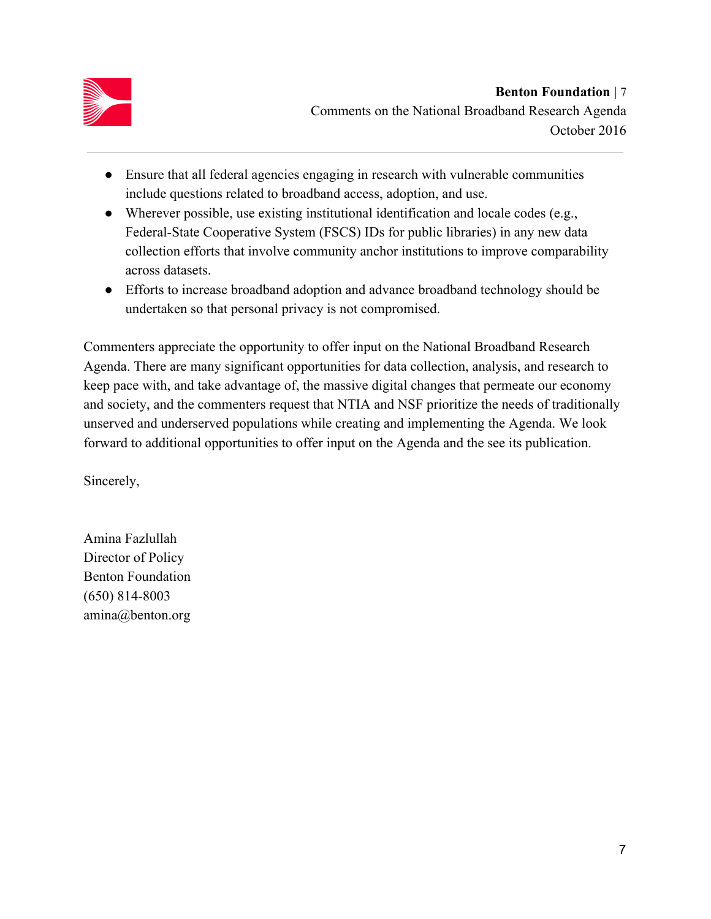- Ensure that all federal agencies engaging in research with vulnerable communities include questions related to broadband access, adoption, and use.
- Wherever possible, use existing institutional identification and locale codes (e.g., Federal-State Cooperative System (FSCS) IDs for public libraries) in any new data collection efforts that involve community anchor institutions to improve comparability across datasets.
- Efforts to increase broadband adoption and advance broadband technology should be undertaken so that personal privacy is not compromised.

Commenters appreciate the opportunity to offer input on the National Broadband Research Agenda. There are many significant opportunities for data collection, analysis, and research to keep pace with, and take advantage of, the massive digital changes that permeate our economy and society, and the commenters request that NTIA and NSF prioritize the needs of traditionally unserved and underserved populations while creating and implementing the Agenda. We look forward to additional opportunities to offer input on the Agenda and the see its publication.

Sincerely,

Amina Fazlullah
Director of Policy
Benton Foundation
(650) 814-8003
amina@benton.org